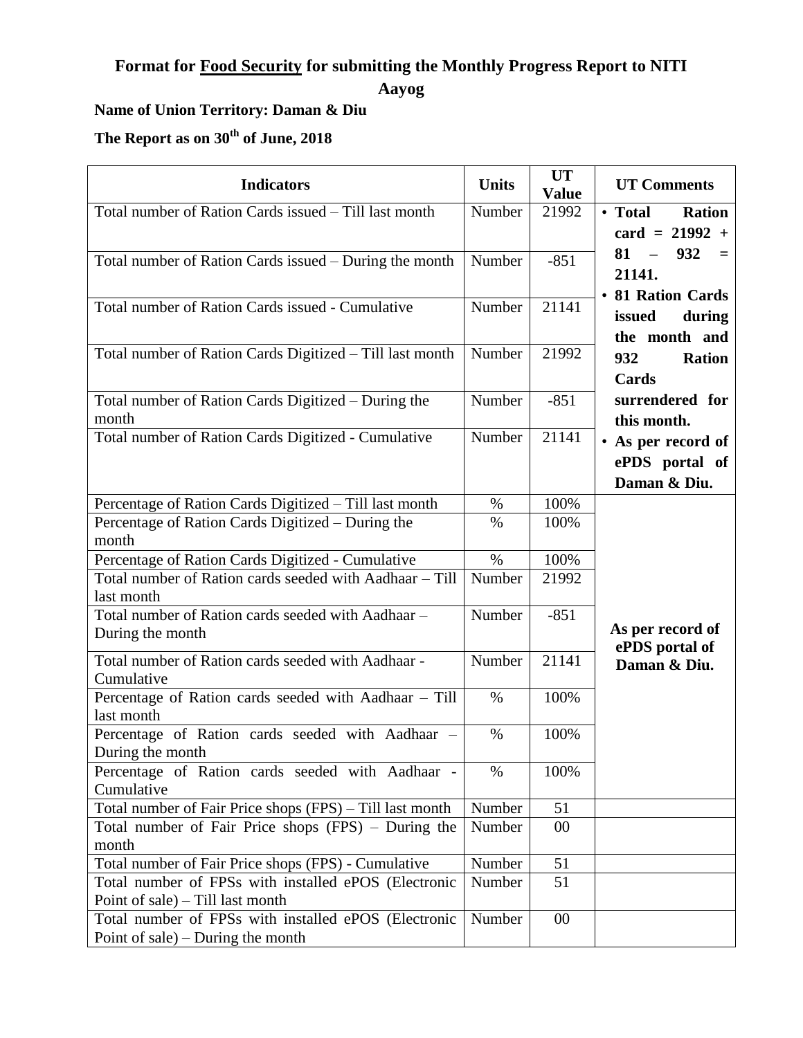# Format for Food Security for submitting the Monthly Progress Report to NITI Aayog

**Name of Union Territory: Daman & Diu**

**The Report as on 30th of June, 2018**

| Indicators | Units | UT Value | UT Comments |
|---|---|---|---|
| Total number of Ration Cards issued – Till last month | Number | 21992 | • **Total Ration card = 21992 + 81 – 932 = 21141.** • **81 Ration Cards issued during the month and 932 Ration Cards surrendered for this month.** • **As per record of ePDS portal of Daman & Diu.** |
| Total number of Ration Cards issued – During the month | Number | -851 | |
| Total number of Ration Cards issued - Cumulative | Number | 21141 | |
| Total number of Ration Cards Digitized – Till last month | Number | 21992 | |
| Total number of Ration Cards Digitized – During the month | Number | -851 | |
| Total number of Ration Cards Digitized - Cumulative | Number | 21141 | |
| Percentage of Ration Cards Digitized – Till last month | % | 100% | **As per record of ePDS portal of Daman & Diu.** |
| Percentage of Ration Cards Digitized – During the month | % | 100% | |
| Percentage of Ration Cards Digitized - Cumulative | % | 100% | |
| Total number of Ration cards seeded with Aadhaar – Till last month | Number | 21992 | |
| Total number of Ration cards seeded with Aadhaar – During the month | Number | -851 | |
| Total number of Ration cards seeded with Aadhaar - Cumulative | Number | 21141 | |
| Percentage of Ration cards seeded with Aadhaar – Till last month | % | 100% | |
| Percentage of Ration cards seeded with Aadhaar – During the month | % | 100% | |
| Percentage of Ration cards seeded with Aadhaar - Cumulative | % | 100% | |
| Total number of Fair Price shops (FPS) – Till last month | Number | 51 | |
| Total number of Fair Price shops (FPS) – During the month | Number | 00 | |
| Total number of Fair Price shops (FPS) - Cumulative | Number | 51 | |
| Total number of FPSs with installed ePOS (Electronic Point of sale) – Till last month | Number | 51 | |
| Total number of FPSs with installed ePOS (Electronic Point of sale) – During the month | Number | 00 | |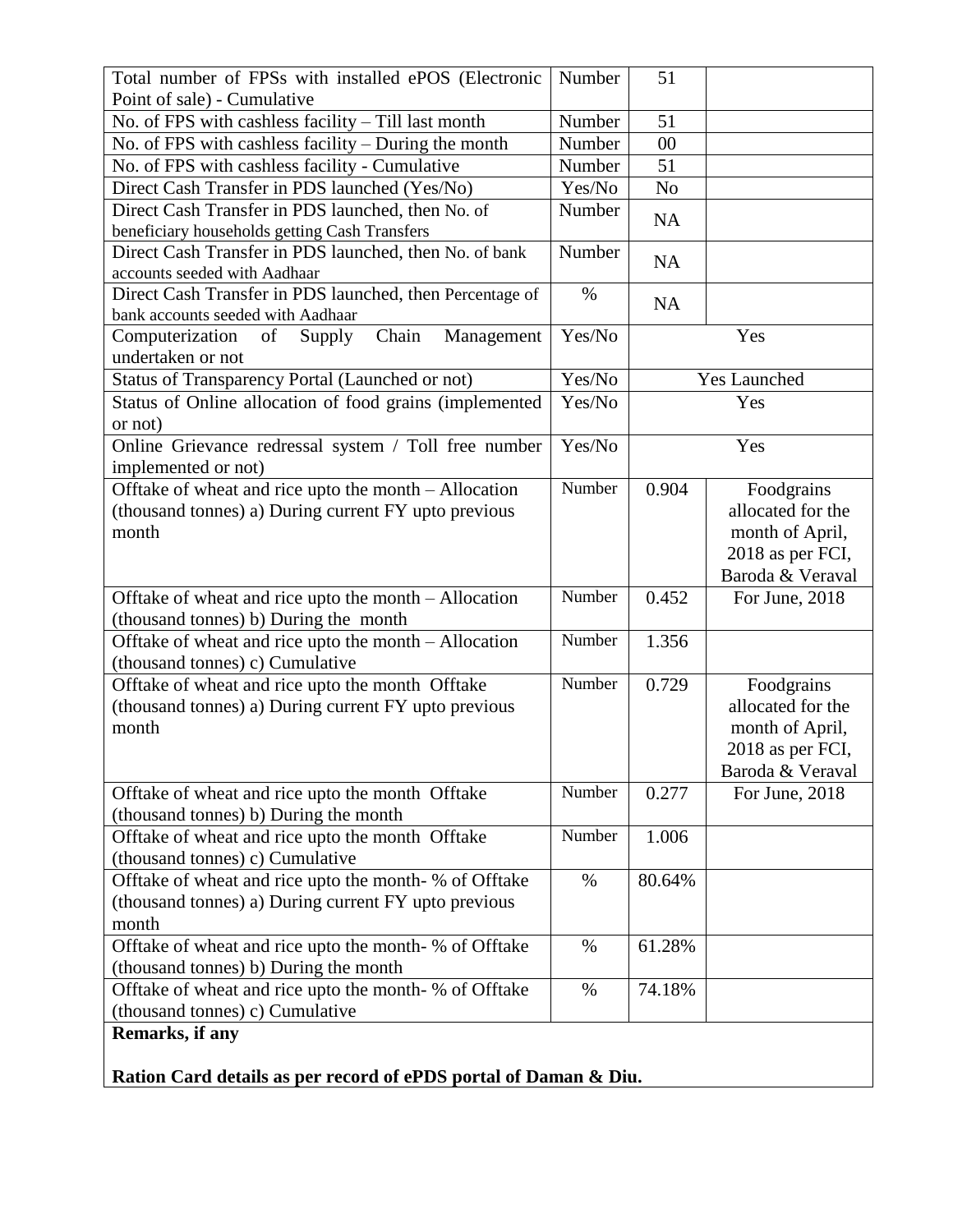| | | | |
|---|---|---|---|
| Total number of FPSs with installed ePOS (Electronic Point of sale) - Cumulative | Number | 51 | |
| No. of FPS with cashless facility – Till last month | Number | 51 | |
| No. of FPS with cashless facility – During the month | Number | 00 | |
| No. of FPS with cashless facility - Cumulative | Number | 51 | |
| Direct Cash Transfer in PDS launched (Yes/No) | Yes/No | No | |
| Direct Cash Transfer in PDS launched, then No. of beneficiary households getting Cash Transfers | Number | NA | |
| Direct Cash Transfer in PDS launched, then No. of bank accounts seeded with Aadhaar | Number | NA | |
| Direct Cash Transfer in PDS launched, then Percentage of bank accounts seeded with Aadhaar | % | NA | |
| Computerization of Supply Chain Management undertaken or not | Yes/No | Yes | |
| Status of Transparency Portal (Launched or not) | Yes/No | Yes Launched | |
| Status of Online allocation of food grains (implemented or not) | Yes/No | Yes | |
| Online Grievance redressal system / Toll free number implemented or not) | Yes/No | Yes | |
| Offtake of wheat and rice upto the month – Allocation (thousand tonnes) a) During current FY upto previous month | Number | 0.904 | Foodgrains allocated for the month of April, 2018 as per FCI, Baroda & Veraval |
| Offtake of wheat and rice upto the month – Allocation (thousand tonnes) b) During the month | Number | 0.452 | For June, 2018 |
| Offtake of wheat and rice upto the month – Allocation (thousand tonnes) c) Cumulative | Number | 1.356 | |
| Offtake of wheat and rice upto the month Offtake (thousand tonnes) a) During current FY upto previous month | Number | 0.729 | Foodgrains allocated for the month of April, 2018 as per FCI, Baroda & Veraval |
| Offtake of wheat and rice upto the month Offtake (thousand tonnes) b) During the month | Number | 0.277 | For June, 2018 |
| Offtake of wheat and rice upto the month Offtake (thousand tonnes) c) Cumulative | Number | 1.006 | |
| Offtake of wheat and rice upto the month- % of Offtake (thousand tonnes) a) During current FY upto previous month | % | 80.64% | |
| Offtake of wheat and rice upto the month- % of Offtake (thousand tonnes) b) During the month | % | 61.28% | |
| Offtake of wheat and rice upto the month- % of Offtake (thousand tonnes) c) Cumulative | % | 74.18% | |

**Remarks, if any**

**Ration Card details as per record of ePDS portal of Daman & Diu.**